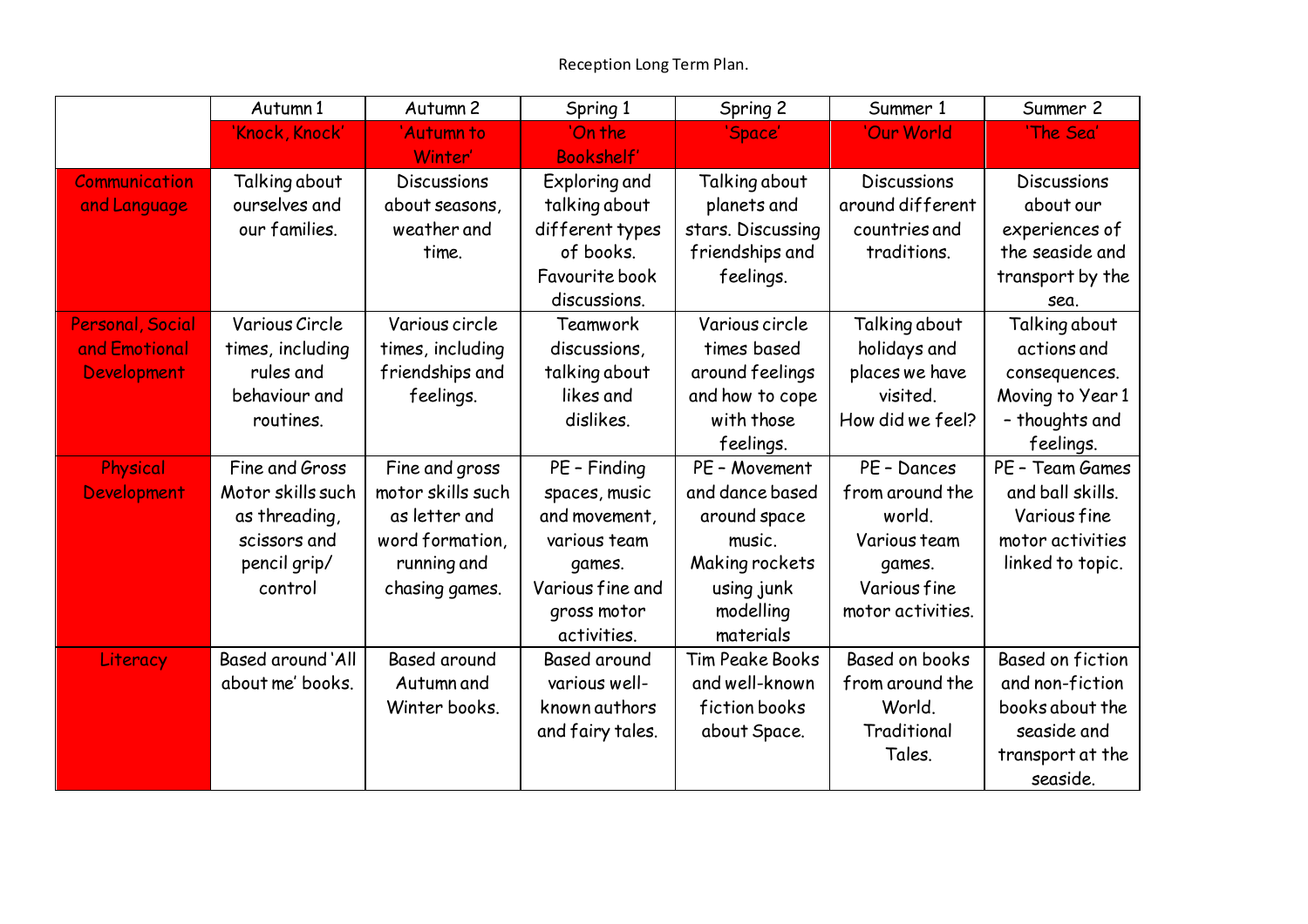Reception Long Term Plan.

| | Autumn 1 | Autumn 2 | Spring 1 | Spring 2 | Summer 1 | Summer 2 |
|---|---|---|---|---|---|---|
| | 'Knock, Knock' | 'Autumn to Winter' | 'On the Bookshelf' | 'Space' | 'Our World | 'The Sea' |
| Communication and Language | Talking about ourselves and our families. | Discussions about seasons, weather and time. | Exploring and talking about different types of books. Favourite book discussions. | Talking about planets and stars. Discussing friendships and feelings. | Discussions around different countries and traditions. | Discussions about our experiences of the seaside and transport by the sea. |
| Personal, Social and Emotional Development | Various Circle times, including rules and behaviour and routines. | Various circle times, including friendships and feelings. | Teamwork discussions, talking about likes and dislikes. | Various circle times based around feelings and how to cope with those feelings. | Talking about holidays and places we have visited. How did we feel? | Talking about actions and consequences. Moving to Year 1 – thoughts and feelings. |
| Physical Development | Fine and Gross Motor skills such as threading, scissors and pencil grip/ control | Fine and gross motor skills such as letter and word formation, running and chasing games. | PE – Finding spaces, music and movement, various team games. Various fine and gross motor activities. | PE – Movement and dance based around space music. Making rockets using junk modelling materials | PE – Dances from around the world. Various team games. Various fine motor activities. | PE – Team Games and ball skills. Various fine motor activities linked to topic. |
| Literacy | Based around 'All about me' books. | Based around Autumn and Winter books. | Based around various well-known authors and fairy tales. | Tim Peake Books and well-known fiction books about Space. | Based on books from around the World. Traditional Tales. | Based on fiction and non-fiction books about the seaside and transport at the seaside. |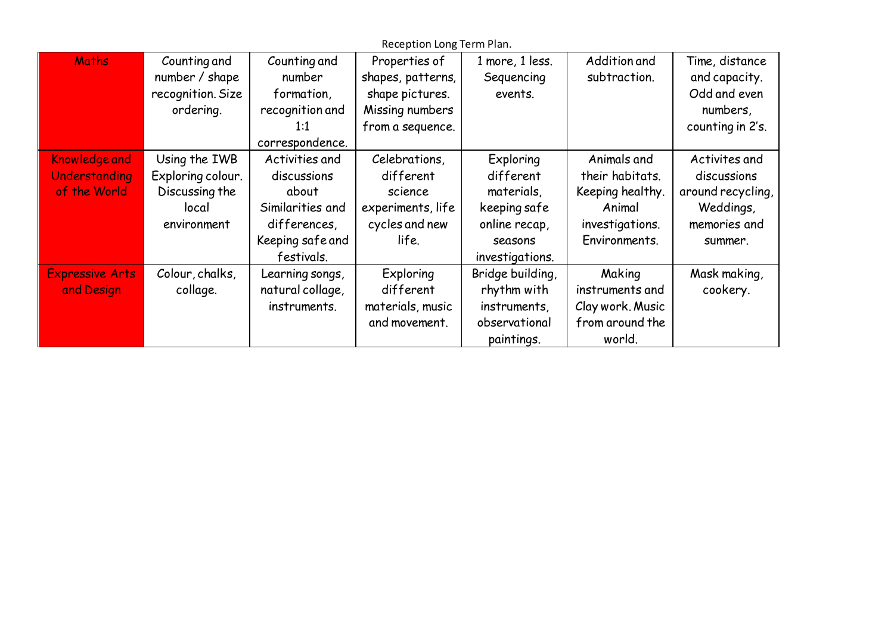Reception Long Term Plan.

| | | | | | | |
|---|---|---|---|---|---|---|
| Maths | Counting and number / shape recognition. Size ordering. | Counting and number formation, recognition and 1:1 correspondence. | Properties of shapes, patterns, shape pictures. Missing numbers from a sequence. | 1 more, 1 less. Sequencing events. | Addition and subtraction. | Time, distance and capacity. Odd and even numbers, counting in 2's. |
| Knowledge and Understanding of the World | Using the IWB Exploring colour. Discussing the local environment | Activities and discussions about Similarities and differences, Keeping safe and festivals. | Celebrations, different science experiments, life cycles and new life. | Exploring different materials, keeping safe online recap, seasons investigations. | Animals and their habitats. Keeping healthy. Animal investigations. Environments. | Activites and discussions around recycling, Weddings, memories and summer. |
| Expressive Arts and Design | Colour, chalks, collage. | Learning songs, natural collage, instruments. | Exploring different materials, music and movement. | Bridge building, rhythm with instruments, observational paintings. | Making instruments and Clay work. Music from around the world. | Mask making, cookery. |